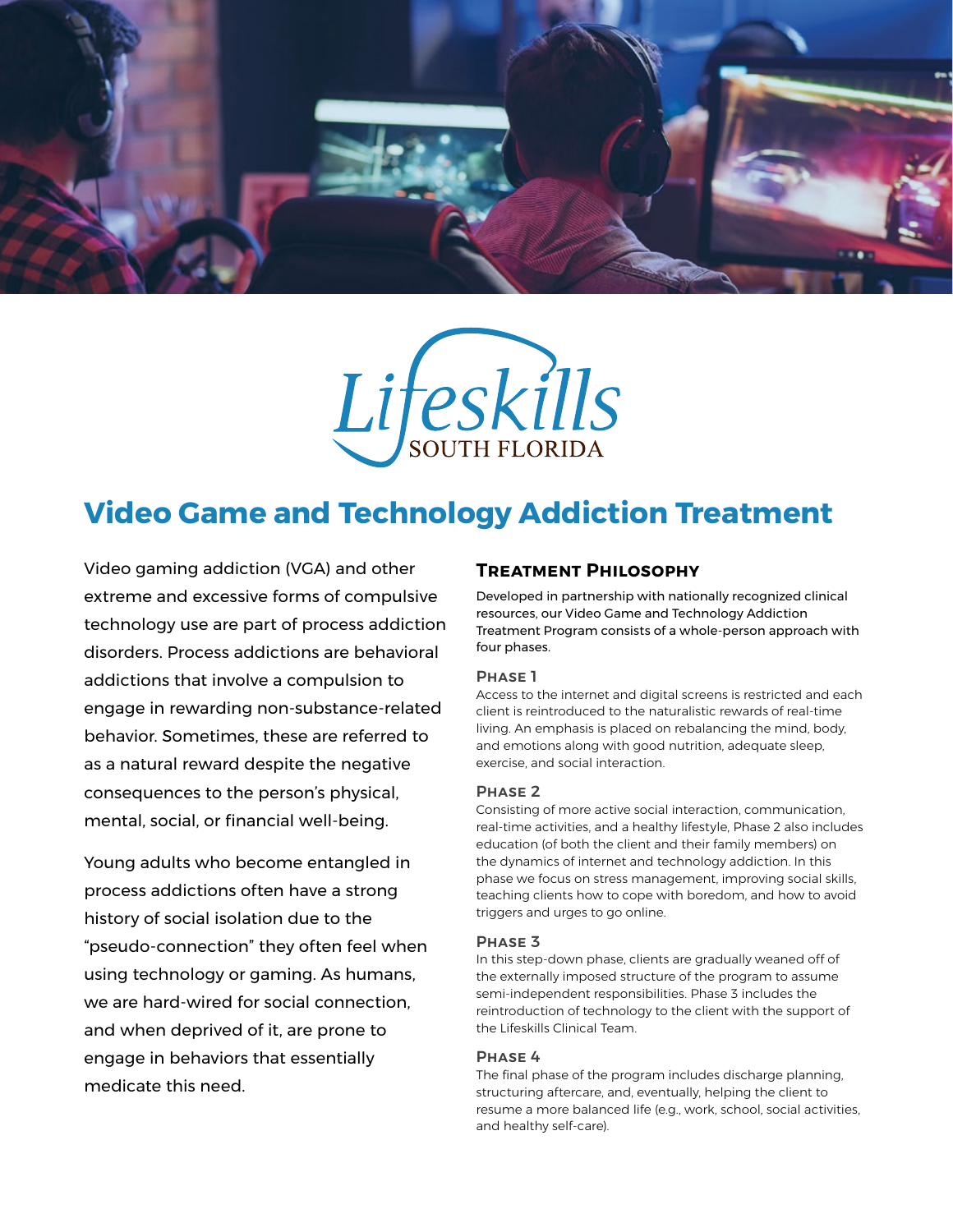Lifeskills SOUTH FLORIDA

# Video Game and Technology Addiction Treatment

Video gaming addiction (VGA) and other extreme and excessive forms of compulsive technology use are part of process addiction disorders. Process addictions are behavioral addictions that involve a compulsion to engage in rewarding non-substance-related behavior. Sometimes, these are referred to as a natural reward despite the negative consequences to the person's physical, mental, social, or financial well-being.

Young adults who become entangled in process addictions often have a strong history of social isolation due to the "pseudo-connection" they often feel when using technology or gaming. As humans, we are hard-wired for social connection, and when deprived of it, are prone to engage in behaviors that essentially medicate this need.

## Treatment Philosophy

Developed in partnership with nationally recognized clinical resources, our Video Game and Technology Addiction Treatment Program consists of a whole-person approach with four phases.

### Phase 1

Access to the internet and digital screens is restricted and each client is reintroduced to the naturalistic rewards of real-time living. An emphasis is placed on rebalancing the mind, body, and emotions along with good nutrition, adequate sleep, exercise, and social interaction.

### Phase 2

Consisting of more active social interaction, communication, real-time activities, and a healthy lifestyle, Phase 2 also includes education (of both the client and their family members) on the dynamics of internet and technology addiction. In this phase we focus on stress management, improving social skills, teaching clients how to cope with boredom, and how to avoid triggers and urges to go online.

### Phase 3

In this step-down phase, clients are gradually weaned off of the externally imposed structure of the program to assume semi-independent responsibilities. Phase 3 includes the reintroduction of technology to the client with the support of the Lifeskills Clinical Team.

### Phase 4

The final phase of the program includes discharge planning, structuring aftercare, and, eventually, helping the client to resume a more balanced life (e.g., work, school, social activities, and healthy self-care).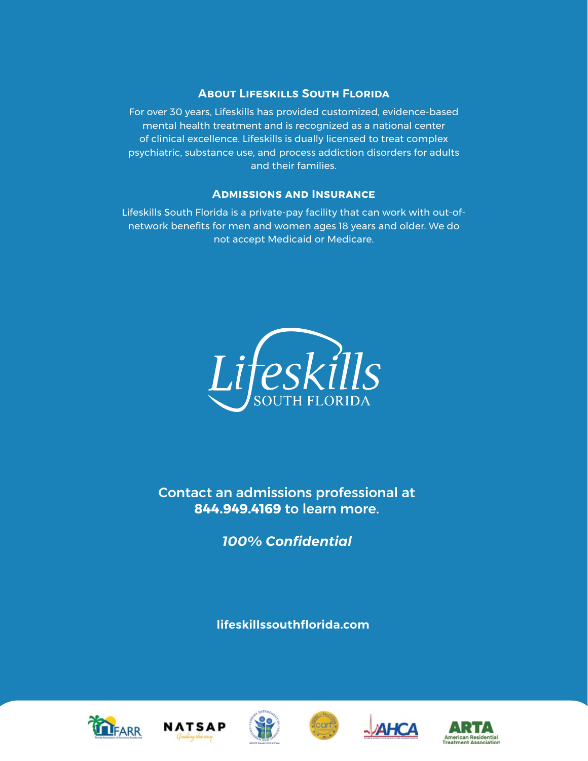## About Lifeskills South Florida

For over 30 years, Lifeskills has provided customized, evidence-based mental health treatment and is recognized as a national center of clinical excellence. Lifeskills is dually licensed to treat complex psychiatric, substance use, and process addiction disorders for adults and their families.

## Admissions and Insurance

Lifeskills South Florida is a private-pay facility that can work with out-of-network benefits for men and women ages 18 years and older. We do not accept Medicaid or Medicare.

Lifeskills
SOUTH FLORIDA

Contact an admissions professional at **844.949.4169** to learn more.

***100% Confidential***

**lifeskillssouthflorida.com**

FARR NATSAP AHCA ARTA American Residential Treatment Association